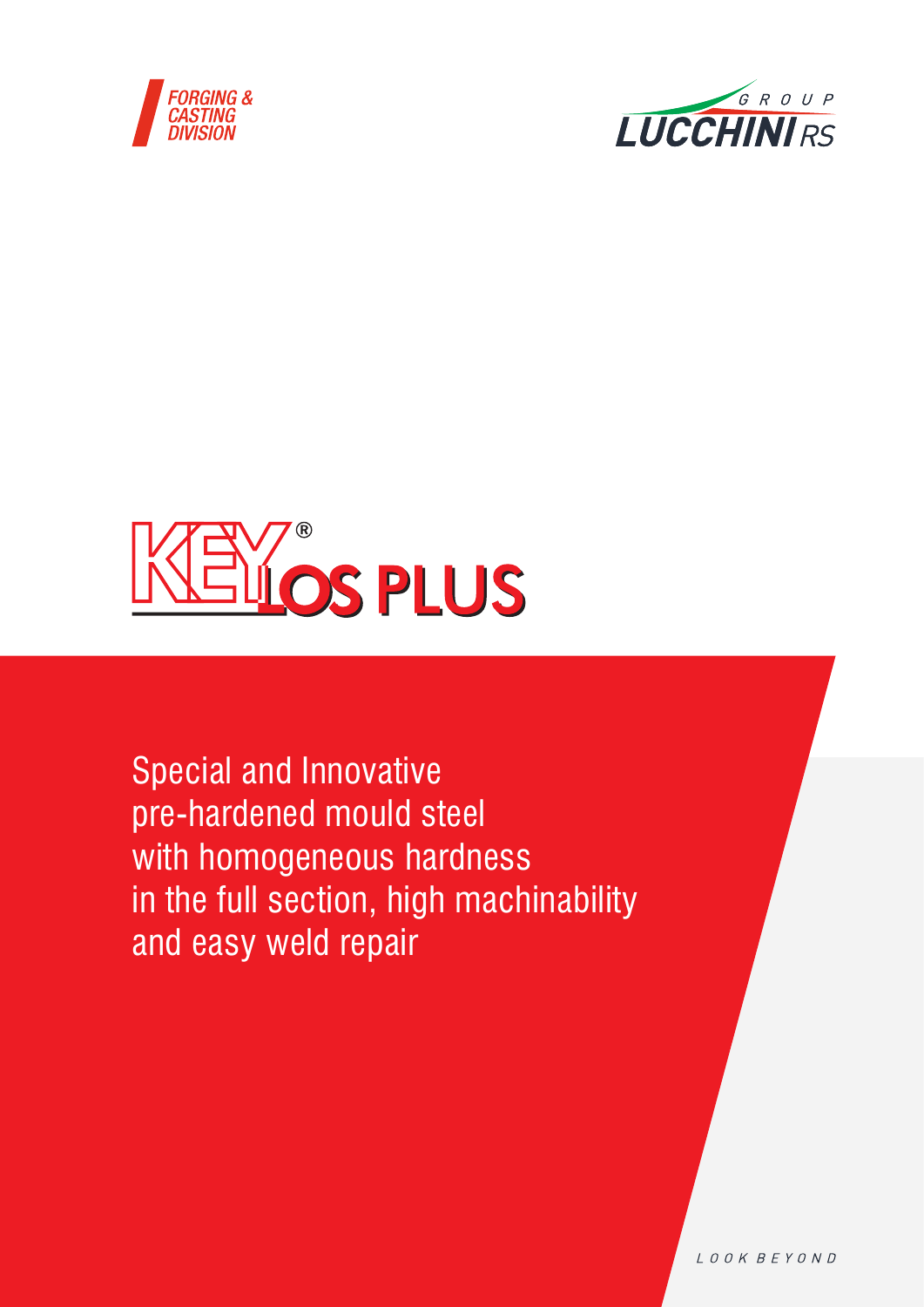FORGING & CASTING DIVISION

GROUP LUCCHINI RS

# KEYLOS PLUS®

Special and Innovative pre-hardened mould steel with homogeneous hardness in the full section, high machinability and easy weld repair

LOOK BEYOND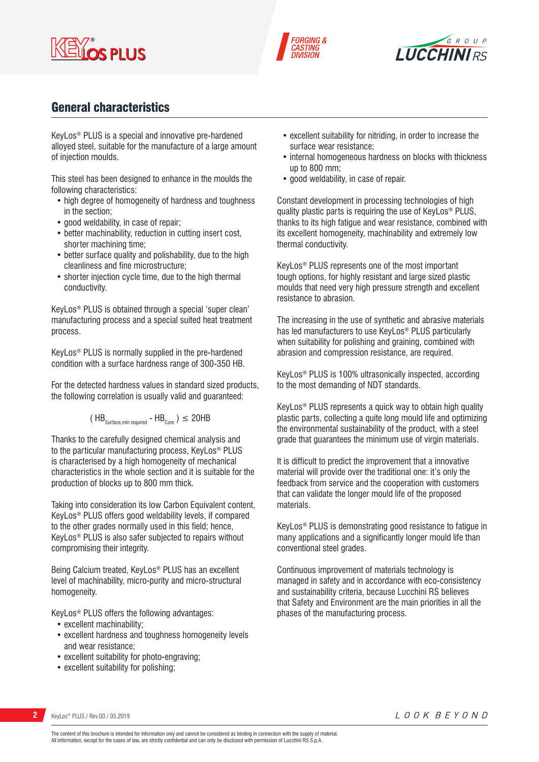## General characteristics

KeyLos® PLUS is a special and innovative pre-hardened alloyed steel, suitable for the manufacture of a large amount of injection moulds.

This steel has been designed to enhance in the moulds the following characteristics:

- high degree of homogeneity of hardness and toughness in the section;
- good weldability, in case of repair;
- better machinability, reduction in cutting insert cost, shorter machining time;
- better surface quality and polishability, due to the high cleanliness and fine microstructure;
- shorter injection cycle time, due to the high thermal conductivity.

KeyLos® PLUS is obtained through a special 'super clean' manufacturing process and a special suited heat treatment process.

KeyLos® PLUS is normally supplied in the pre-hardened condition with a surface hardness range of 300-350 HB.

For the detected hardness values in standard sized products, the following correlation is usually valid and guaranteed:

$$( HB_{Surface,min\ required} - HB_{Core} ) \leq 20HB$$

Thanks to the carefully designed chemical analysis and to the particular manufacturing process, KeyLos® PLUS is characterised by a high homogeneity of mechanical characteristics in the whole section and it is suitable for the production of blocks up to 800 mm thick.

Taking into consideration its low Carbon Equivalent content, KeyLos® PLUS offers good weldability levels, if compared to the other grades normally used in this field; hence, KeyLos® PLUS is also safer subjected to repairs without compromising their integrity.

Being Calcium treated, KeyLos® PLUS has an excellent level of machinability, micro-purity and micro-structural homogeneity.

KeyLos® PLUS offers the following advantages:

- excellent machinability;
- excellent hardness and toughness homogeneity levels and wear resistance;
- excellent suitability for photo-engraving;
- excellent suitability for polishing;
- excellent suitability for nitriding, in order to increase the surface wear resistance;
- internal homogeneous hardness on blocks with thickness up to 800 mm;
- good weldability, in case of repair.

Constant development in processing technologies of high quality plastic parts is requiring the use of KeyLos® PLUS, thanks to its high fatigue and wear resistance, combined with its excellent homogeneity, machinability and extremely low thermal conductivity.

KeyLos® PLUS represents one of the most important tough options, for highly resistant and large sized plastic moulds that need very high pressure strength and excellent resistance to abrasion.

The increasing in the use of synthetic and abrasive materials has led manufacturers to use KeyLos® PLUS particularly when suitability for polishing and graining, combined with abrasion and compression resistance, are required.

KeyLos® PLUS is 100% ultrasonically inspected, according to the most demanding of NDT standards.

KeyLos® PLUS represents a quick way to obtain high quality plastic parts, collecting a quite long mould life and optimizing the environmental sustainability of the product, with a steel grade that guarantees the minimum use of virgin materials.

It is difficult to predict the improvement that a innovative material will provide over the traditional one: it's only the feedback from service and the cooperation with customers that can validate the longer mould life of the proposed materials.

KeyLos® PLUS is demonstrating good resistance to fatigue in many applications and a significantly longer mould life than conventional steel grades.

Continuous improvement of materials technology is managed in safety and in accordance with eco-consistency and sustainability criteria, because Lucchini RS believes that Safety and Environment are the main priorities in all the phases of the manufacturing process.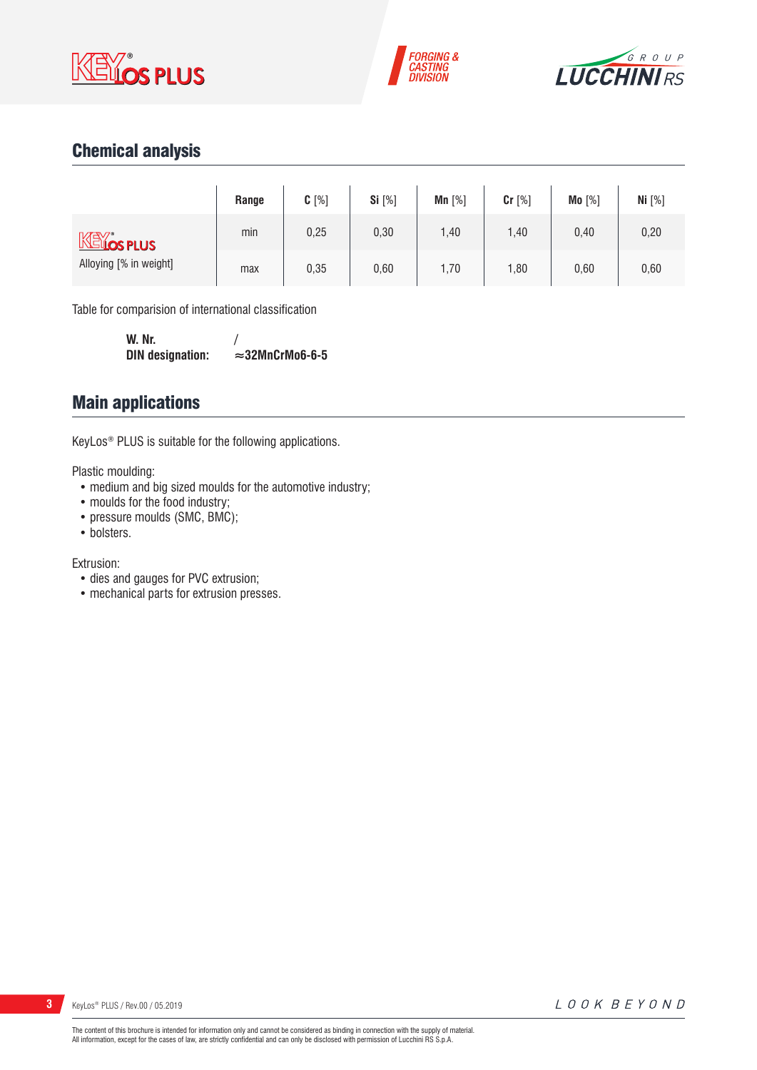## Chemical analysis

| | Range | C [%] | Si [%] | Mn [%] | Cr [%] | Mo [%] | Ni [%] |
|---|---|---|---|---|---|---|---|
| KEYLOS PLUS | min | 0,25 | 0,30 | 1,40 | 1,40 | 0,40 | 0,20 |
| Alloying [% in weight] | max | 0,35 | 0,60 | 1,70 | 1,80 | 0,60 | 0,60 |

Table for comparision of international classification

**W. Nr.** /
**DIN designation:** **≈32MnCrMo6-6-5**

## Main applications

KeyLos® PLUS is suitable for the following applications.

Plastic moulding:
- medium and big sized moulds for the automotive industry;
- moulds for the food industry;
- pressure moulds (SMC, BMC);
- bolsters.

Extrusion:
- dies and gauges for PVC extrusion;
- mechanical parts for extrusion presses.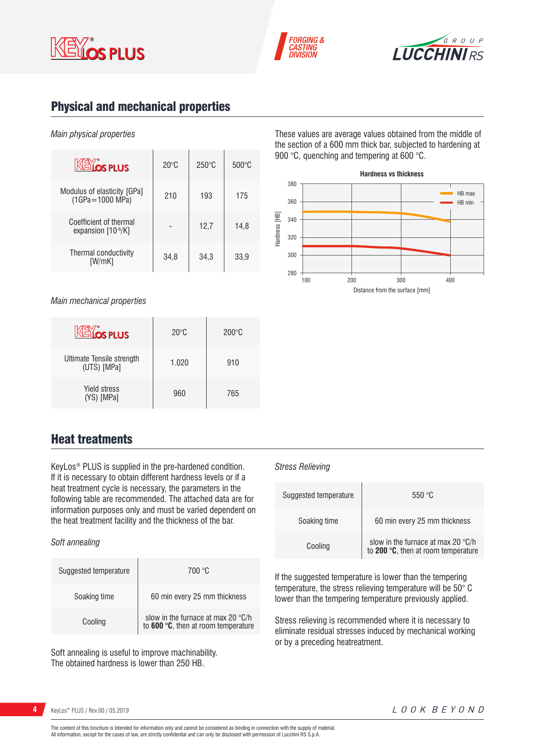## Physical and mechanical properties

*Main physical properties*

| KEYLOS PLUS | 20°C | 250°C | 500°C |
|---|---|---|---|
| Modulus of elasticity [GPa] (1GPa=1000 MPa) | 210 | 193 | 175 |
| Coefficient of thermal expansion [$10^{-6}$/K] | - | 12,7 | 14,8 |
| Thermal conductivity [W/mK] | 34,8 | 34,3 | 33,9 |

These values are average values obtained from the middle of the section of a 600 mm thick bar, subjected to hardening at 900 °C, quenching and tempering at 600 °C.

**Hardness vs thickness**

Hardness [HB] vs Distance from the surface [mm] (HB max, HB min)

*Main mechanical properties*

| KEYLOS PLUS | 20°C | 200°C |
|---|---|---|
| Ultimate Tensile strength (UTS) [MPa] | 1.020 | 910 |
| Yield stress (YS) [MPa] | 960 | 765 |

## Heat treatments

KeyLos® PLUS is supplied in the pre-hardened condition. If it is necessary to obtain different hardness levels or if a heat treatment cycle is necessary, the parameters in the following table are recommended. The attached data are for information purposes only and must be varied dependent on the heat treatment facility and the thickness of the bar.

*Soft annealing*

| | |
|---|---|
| Suggested temperature | 700 °C |
| Soaking time | 60 min every 25 mm thickness |
| Cooling | slow in the furnace at max 20 °C/h to **600 °C**, then at room temperature |

Soft annealing is useful to improve machinability.
The obtained hardness is lower than 250 HB.

*Stress Relieving*

| | |
|---|---|
| Suggested temperature | 550 °C |
| Soaking time | 60 min every 25 mm thickness |
| Cooling | slow in the furnace at max 20 °C/h to **200 °C**, then at room temperature |

If the suggested temperature is lower than the tempering temperature, the stress relieving temperature will be 50° C lower than the tempering temperature previously applied.

Stress relieving is recommended where it is necessary to eliminate residual stresses induced by mechanical working or by a preceding heatreatment.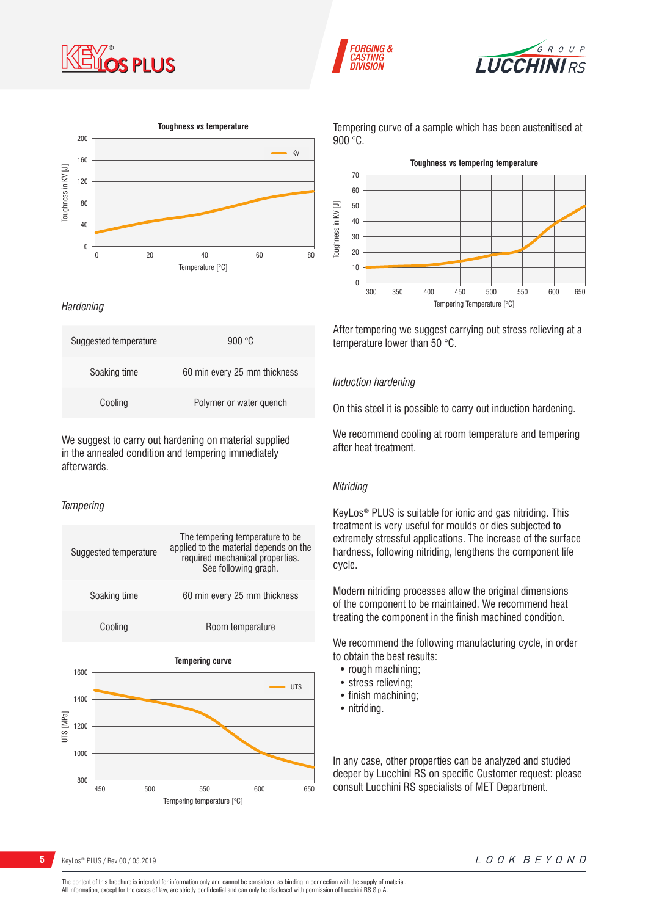**Toughness vs temperature**

*Hardening*

| Suggested temperature | 900 °C |
|---|---|
| Soaking time | 60 min every 25 mm thickness |
| Cooling | Polymer or water quench |

We suggest to carry out hardening on material supplied in the annealed condition and tempering immediately afterwards.

*Tempering*

| Suggested temperature | The tempering temperature to be applied to the material depends on the required mechanical properties. See following graph. |
|---|---|
| Soaking time | 60 min every 25 mm thickness |
| Cooling | Room temperature |

**Tempering curve**

Tempering curve of a sample which has been austenitised at 900 °C.

**Toughness vs tempering temperature**

After tempering we suggest carrying out stress relieving at a temperature lower than 50 °C.

*Induction hardening*

On this steel it is possible to carry out induction hardening.

We recommend cooling at room temperature and tempering after heat treatment.

*Nitriding*

KeyLos® PLUS is suitable for ionic and gas nitriding. This treatment is very useful for moulds or dies subjected to extremely stressful applications. The increase of the surface hardness, following nitriding, lengthens the component life cycle.

Modern nitriding processes allow the original dimensions of the component to be maintained. We recommend heat treating the component in the finish machined condition.

We recommend the following manufacturing cycle, in order to obtain the best results:

- rough machining;
- stress relieving;
- finish machining;
- nitriding.

In any case, other properties can be analyzed and studied deeper by Lucchini RS on specific Customer request: please consult Lucchini RS specialists of MET Department.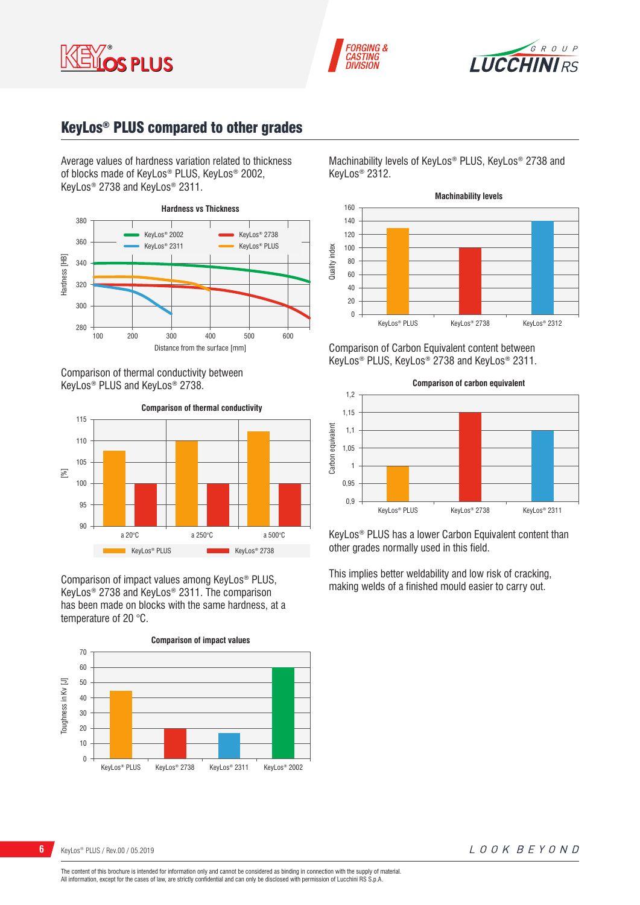## KeyLos® PLUS compared to other grades

Average values of hardness variation related to thickness of blocks made of KeyLos® PLUS, KeyLos® 2002, KeyLos® 2738 and KeyLos® 2311.

**Hardness vs Thickness**

Comparison of thermal conductivity between KeyLos® PLUS and KeyLos® 2738.

**Comparison of thermal conductivity**

Comparison of impact values among KeyLos® PLUS, KeyLos® 2738 and KeyLos® 2311. The comparison has been made on blocks with the same hardness, at a temperature of 20 °C.

**Comparison of impact values**

Machinability levels of KeyLos® PLUS, KeyLos® 2738 and KeyLos® 2312.

**Machinability levels**

Comparison of Carbon Equivalent content between KeyLos® PLUS, KeyLos® 2738 and KeyLos® 2311.

**Comparison of carbon equivalent**

KeyLos® PLUS has a lower Carbon Equivalent content than other grades normally used in this field.

This implies better weldability and low risk of cracking, making welds of a finished mould easier to carry out.

The content of this brochure is intended for information only and cannot be considered as binding in connection with the supply of material.
All information, except for the cases of law, are strictly confidential and can only be disclosed with permission of Lucchini RS S.p.A.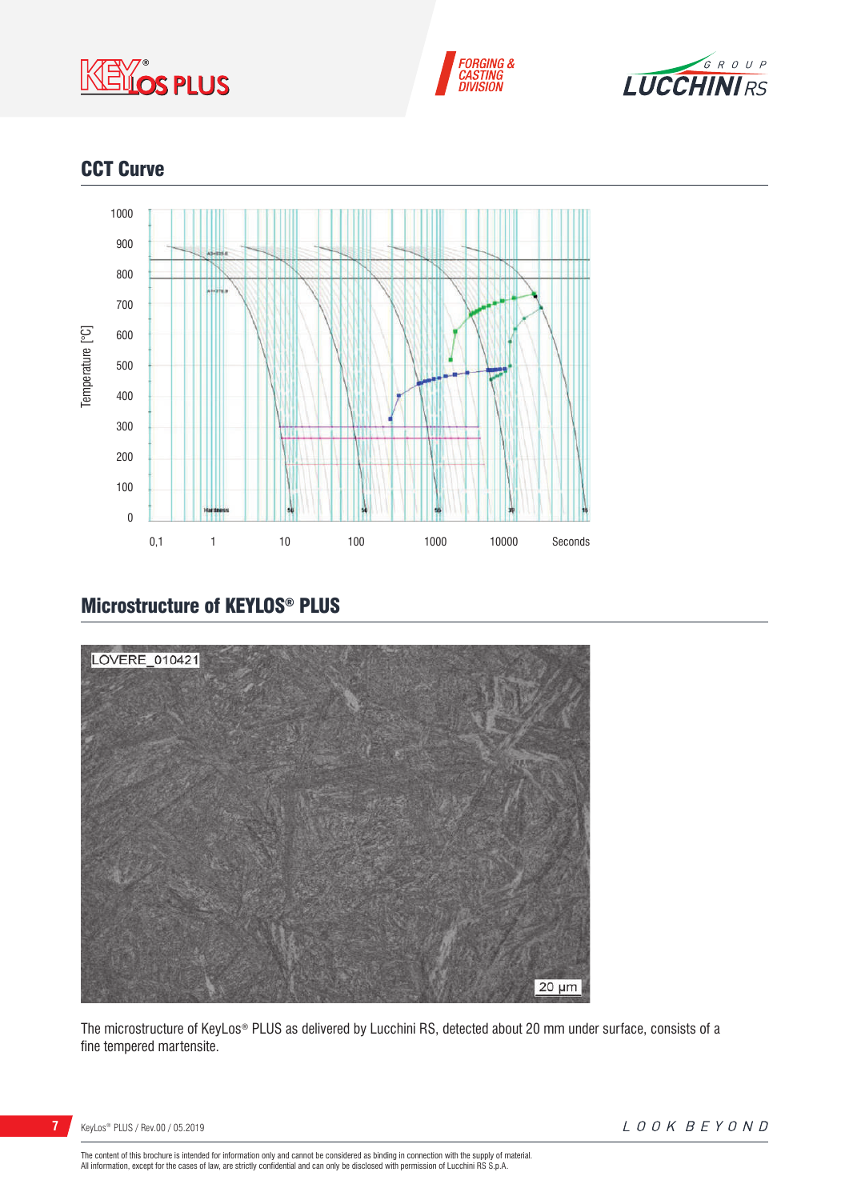## CCT Curve

## Microstructure of KEYLOS® PLUS

The microstructure of KeyLos® PLUS as delivered by Lucchini RS, detected about 20 mm under surface, consists of a fine tempered martensite.

The content of this brochure is intended for information only and cannot be considered as binding in connection with the supply of material.
All information, except for the cases of law, are strictly confidential and can only be disclosed with permission of Lucchini RS S.p.A.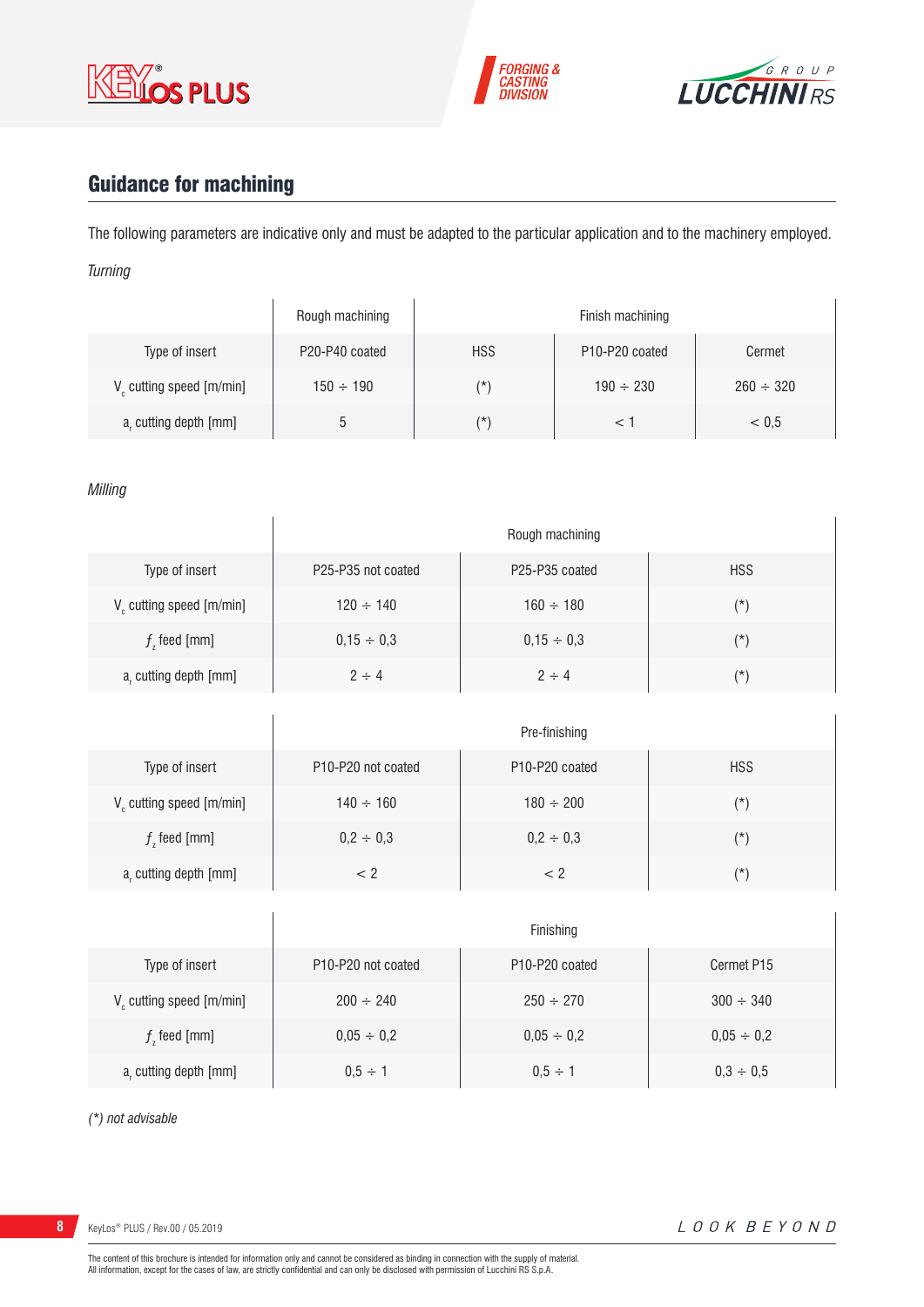## Guidance for machining

The following parameters are indicative only and must be adapted to the particular application and to the machinery employed.

*Turning*

| | Rough machining | Finish machining | | |
|---|---|---|---|---|
| Type of insert | P20-P40 coated | HSS | P10-P20 coated | Cermet |
| $V_c$ cutting speed [m/min] | 150 ÷ 190 | (*) | 190 ÷ 230 | 260 ÷ 320 |
| $a_r$ cutting depth [mm] | 5 | (*) | < 1 | < 0,5 |

*Milling*

| | Rough machining | | |
|---|---|---|---|
| Type of insert | P25-P35 not coated | P25-P35 coated | HSS |
| $V_c$ cutting speed [m/min] | 120 ÷ 140 | 160 ÷ 180 | (*) |
| $f_z$ feed [mm] | 0,15 ÷ 0,3 | 0,15 ÷ 0,3 | (*) |
| $a_r$ cutting depth [mm] | 2 ÷ 4 | 2 ÷ 4 | (*) |

| | Pre-finishing | | |
|---|---|---|---|
| Type of insert | P10-P20 not coated | P10-P20 coated | HSS |
| $V_c$ cutting speed [m/min] | 140 ÷ 160 | 180 ÷ 200 | (*) |
| $f_z$ feed [mm] | 0,2 ÷ 0,3 | 0,2 ÷ 0,3 | (*) |
| $a_r$ cutting depth [mm] | < 2 | < 2 | (*) |

| | Finishing | | |
|---|---|---|---|
| Type of insert | P10-P20 not coated | P10-P20 coated | Cermet P15 |
| $V_c$ cutting speed [m/min] | 200 ÷ 240 | 250 ÷ 270 | 300 ÷ 340 |
| $f_z$ feed [mm] | 0,05 ÷ 0,2 | 0,05 ÷ 0,2 | 0,05 ÷ 0,2 |
| $a_r$ cutting depth [mm] | 0,5 ÷ 1 | 0,5 ÷ 1 | 0,3 ÷ 0,5 |

*(*) not advisable*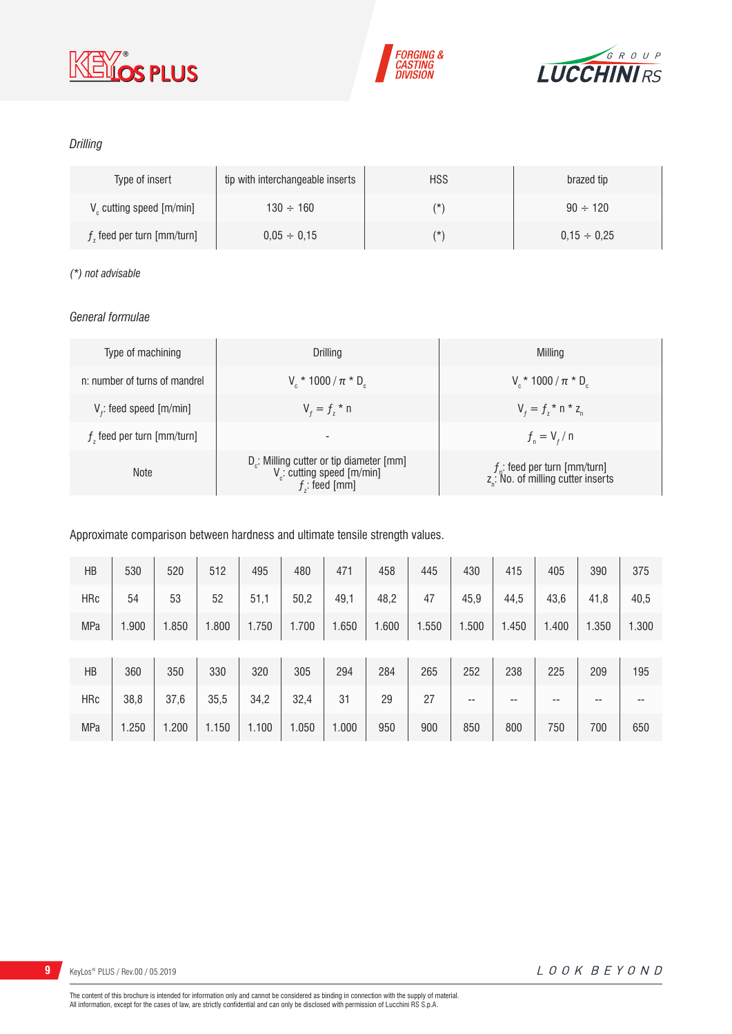*Drilling*

| Type of insert | tip with interchangeable inserts | HSS | brazed tip |
|---|---|---|---|
| $V_c$ cutting speed [m/min] | 130 ÷ 160 | (*) | 90 ÷ 120 |
| $f_z$ feed per turn [mm/turn] | 0,05 ÷ 0,15 | (*) | 0,15 ÷ 0,25 |

*(*) not advisable*

*General formulae*

| Type of machining | Drilling | Milling |
|---|---|---|
| n: number of turns of mandrel | $V_c * 1000 / \pi * D_c$ | $V_c * 1000 / \pi * D_c$ |
| $V_f$: feed speed [m/min] | $V_f = f_z * n$ | $V_f = f_z * n * z_n$ |
| $f_z$ feed per turn [mm/turn] | - | $f_n = V_f / n$ |
| Note | $D_c$: Milling cutter or tip diameter [mm]<br>$V_c$: cutting speed [m/min]<br>$f_z$: feed [mm] | $f_n$: feed per turn [mm/turn]<br>$z_n$: No. of milling cutter inserts |

Approximate comparison between hardness and ultimate tensile strength values.

| HB | 530 | 520 | 512 | 495 | 480 | 471 | 458 | 445 | 430 | 415 | 405 | 390 | 375 |
|---|---|---|---|---|---|---|---|---|---|---|---|---|---|
| HRc | 54 | 53 | 52 | 51,1 | 50,2 | 49,1 | 48,2 | 47 | 45,9 | 44,5 | 43,6 | 41,8 | 40,5 |
| MPa | 1.900 | 1.850 | 1.800 | 1.750 | 1.700 | 1.650 | 1.600 | 1.550 | 1.500 | 1.450 | 1.400 | 1.350 | 1.300 |

| HB | 360 | 350 | 330 | 320 | 305 | 294 | 284 | 265 | 252 | 238 | 225 | 209 | 195 |
|---|---|---|---|---|---|---|---|---|---|---|---|---|---|
| HRc | 38,8 | 37,6 | 35,5 | 34,2 | 32,4 | 31 | 29 | 27 | -- | -- | -- | -- | -- |
| MPa | 1.250 | 1.200 | 1.150 | 1.100 | 1.050 | 1.000 | 950 | 900 | 850 | 800 | 750 | 700 | 650 |

The content of this brochure is intended for information only and cannot be considered as binding in connection with the supply of material.
All information, except for the cases of law, are strictly confidential and can only be disclosed with permission of Lucchini RS S.p.A.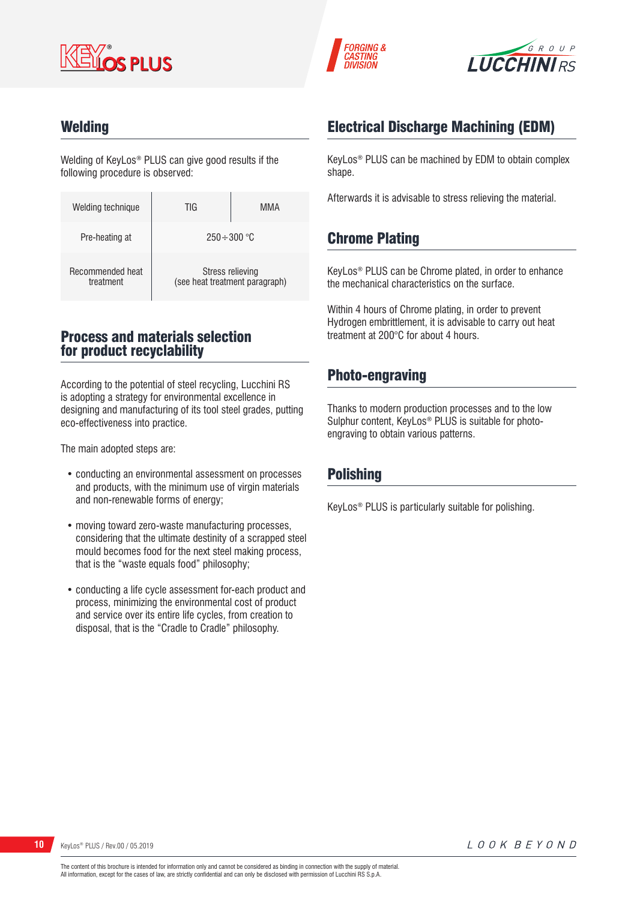## Welding

Welding of KeyLos® PLUS can give good results if the following procedure is observed:

| Welding technique | TIG | MMA |
|---|---|---|
| Pre-heating at | 250÷300 °C | |
| Recommended heat treatment | Stress relieving (see heat treatment paragraph) | |

## Process and materials selection for product recyclability

According to the potential of steel recycling, Lucchini RS is adopting a strategy for environmental excellence in designing and manufacturing of its tool steel grades, putting eco-effectiveness into practice.

The main adopted steps are:

- conducting an environmental assessment on processes and products, with the minimum use of virgin materials and non-renewable forms of energy;
- moving toward zero-waste manufacturing processes, considering that the ultimate destinity of a scrapped steel mould becomes food for the next steel making process, that is the “waste equals food” philosophy;
- conducting a life cycle assessment for-each product and process, minimizing the environmental cost of product and service over its entire life cycles, from creation to disposal, that is the “Cradle to Cradle” philosophy.

## Electrical Discharge Machining (EDM)

KeyLos® PLUS can be machined by EDM to obtain complex shape.

Afterwards it is advisable to stress relieving the material.

## Chrome Plating

KeyLos® PLUS can be Chrome plated, in order to enhance the mechanical characteristics on the surface.

Within 4 hours of Chrome plating, in order to prevent Hydrogen embrittlement, it is advisable to carry out heat treatment at 200°C for about 4 hours.

## Photo-engraving

Thanks to modern production processes and to the low Sulphur content, KeyLos® PLUS is suitable for photo-engraving to obtain various patterns.

## Polishing

KeyLos® PLUS is particularly suitable for polishing.

The content of this brochure is intended for information only and cannot be considered as binding in connection with the supply of material.
All information, except for the cases of law, are strictly confidential and can only be disclosed with permission of Lucchini RS S.p.A.